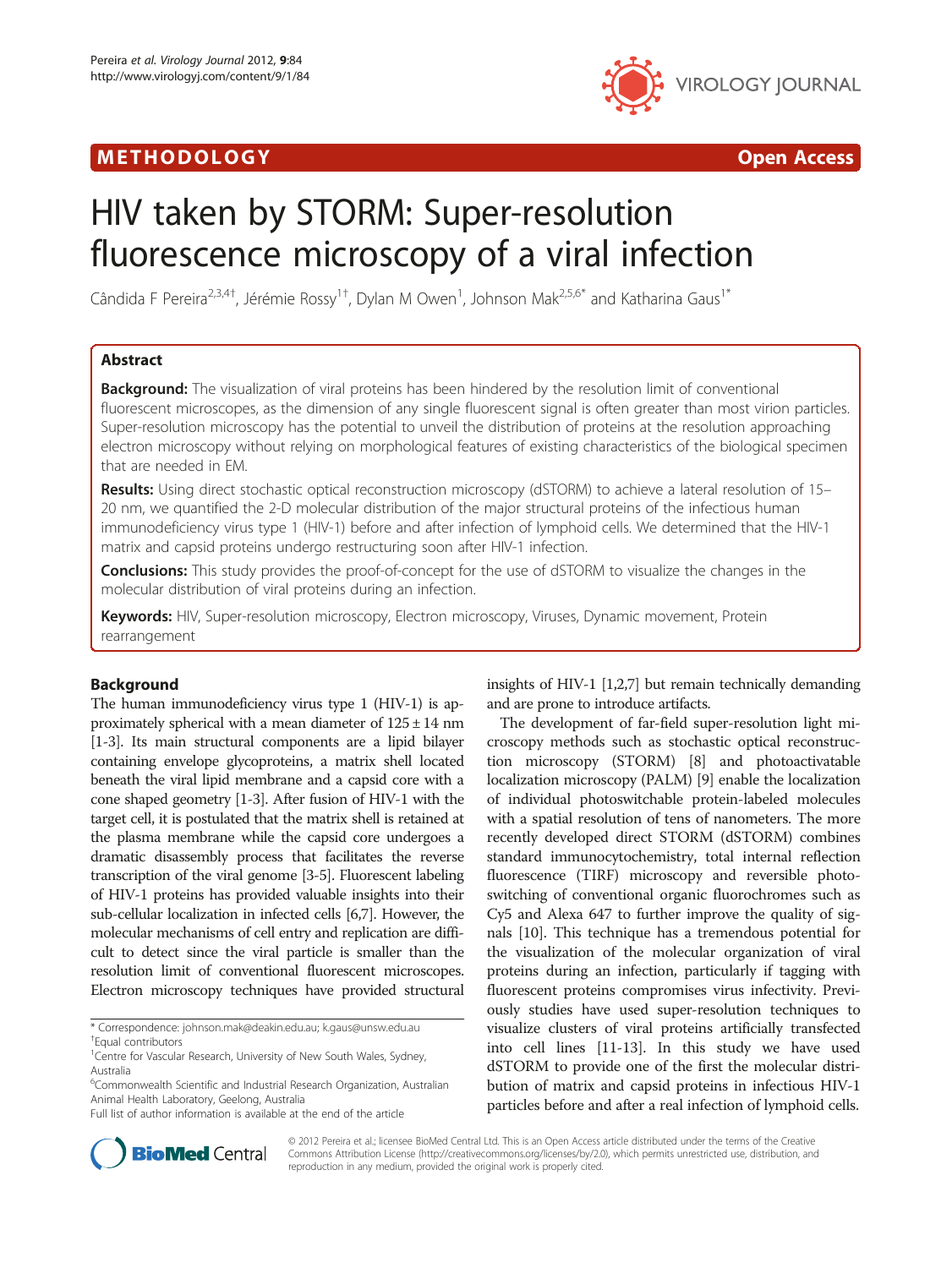METHODOLOGY Open Access

# HIV taken by STORM: Super-resolution fluorescence microscopy of a viral infection

Cândida F Pereira[2,3,4†], Jérémie Rossy[1†], Dylan M Owen[1], Johnson Mak[2,5,6*] and Katharina Gaus[1*]

## Abstract

**Background:** The visualization of viral proteins has been hindered by the resolution limit of conventional fluorescent microscopes, as the dimension of any single fluorescent signal is often greater than most virion particles. Super-resolution microscopy has the potential to unveil the distribution of proteins at the resolution approaching electron microscopy without relying on morphological features of existing characteristics of the biological specimen that are needed in EM.

**Results:** Using direct stochastic optical reconstruction microscopy (dSTORM) to achieve a lateral resolution of 15–20 nm, we quantified the 2-D molecular distribution of the major structural proteins of the infectious human immunodeficiency virus type 1 (HIV-1) before and after infection of lymphoid cells. We determined that the HIV-1 matrix and capsid proteins undergo restructuring soon after HIV-1 infection.

**Conclusions:** This study provides the proof-of-concept for the use of dSTORM to visualize the changes in the molecular distribution of viral proteins during an infection.

**Keywords:** HIV, Super-resolution microscopy, Electron microscopy, Viruses, Dynamic movement, Protein rearrangement

## Background

The human immunodeficiency virus type 1 (HIV-1) is approximately spherical with a mean diameter of 125 ± 14 nm [1-3]. Its main structural components are a lipid bilayer containing envelope glycoproteins, a matrix shell located beneath the viral lipid membrane and a capsid core with a cone shaped geometry [1-3]. After fusion of HIV-1 with the target cell, it is postulated that the matrix shell is retained at the plasma membrane while the capsid core undergoes a dramatic disassembly process that facilitates the reverse transcription of the viral genome [3-5]. Fluorescent labeling of HIV-1 proteins has provided valuable insights into their sub-cellular localization in infected cells [6,7]. However, the molecular mechanisms of cell entry and replication are difficult to detect since the viral particle is smaller than the resolution limit of conventional fluorescent microscopes. Electron microscopy techniques have provided structural insights of HIV-1 [1,2,7] but remain technically demanding and are prone to introduce artifacts.

The development of far-field super-resolution light microscopy methods such as stochastic optical reconstruction microscopy (STORM) [8] and photoactivatable localization microscopy (PALM) [9] enable the localization of individual photoswitchable protein-labeled molecules with a spatial resolution of tens of nanometers. The more recently developed direct STORM (dSTORM) combines standard immunocytochemistry, total internal reflection fluorescence (TIRF) microscopy and reversible photoswitching of conventional organic fluorochromes such as Cy5 and Alexa 647 to further improve the quality of signals [10]. This technique has a tremendous potential for the visualization of the molecular organization of viral proteins during an infection, particularly if tagging with fluorescent proteins compromises virus infectivity. Previously studies have used super-resolution techniques to visualize clusters of viral proteins artificially transfected into cell lines [11-13]. In this study we have used dSTORM to provide one of the first the molecular distribution of matrix and capsid proteins in infectious HIV-1 particles before and after a real infection of lymphoid cells.

\* Correspondence: johnson.mak@deakin.edu.au; k.gaus@unsw.edu.au
†Equal contributors
[1]Centre for Vascular Research, University of New South Wales, Sydney, Australia
[6]Commonwealth Scientific and Industrial Research Organization, Australian Animal Health Laboratory, Geelong, Australia
Full list of author information is available at the end of the article

© 2012 Pereira et al.; licensee BioMed Central Ltd. This is an Open Access article distributed under the terms of the Creative Commons Attribution License (http://creativecommons.org/licenses/by/2.0), which permits unrestricted use, distribution, and reproduction in any medium, provided the original work is properly cited.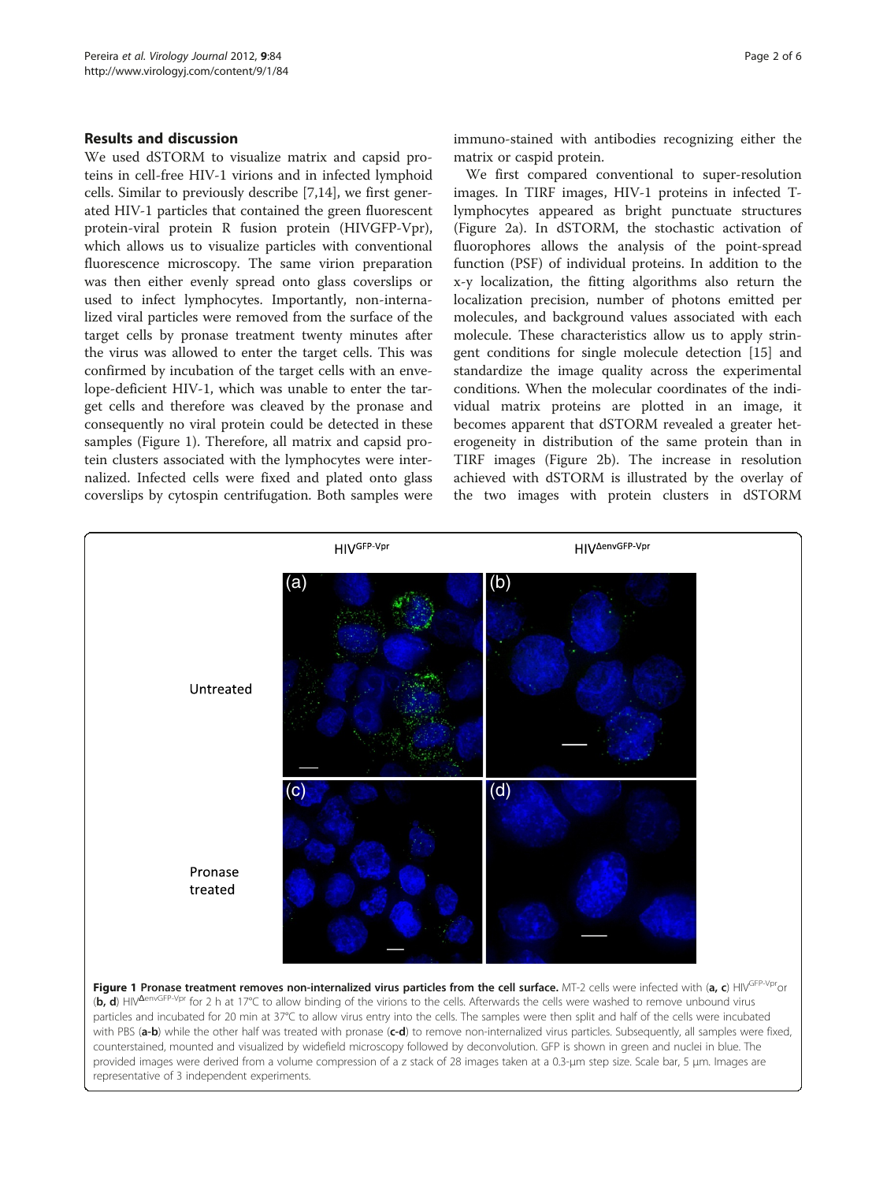## Results and discussion

We used dSTORM to visualize matrix and capsid proteins in cell-free HIV-1 virions and in infected lymphoid cells. Similar to previously describe [7,14], we first generated HIV-1 particles that contained the green fluorescent protein-viral protein R fusion protein (HIVGFP-Vpr), which allows us to visualize particles with conventional fluorescence microscopy. The same virion preparation was then either evenly spread onto glass coverslips or used to infect lymphocytes. Importantly, non-internalized viral particles were removed from the surface of the target cells by pronase treatment twenty minutes after the virus was allowed to enter the target cells. This was confirmed by incubation of the target cells with an envelope-deficient HIV-1, which was unable to enter the target cells and therefore was cleaved by the pronase and consequently no viral protein could be detected in these samples (Figure 1). Therefore, all matrix and capsid protein clusters associated with the lymphocytes were internalized. Infected cells were fixed and plated onto glass coverslips by cytospin centrifugation. Both samples were immuno-stained with antibodies recognizing either the matrix or caspid protein.

We first compared conventional to super-resolution images. In TIRF images, HIV-1 proteins in infected T-lymphocytes appeared as bright punctuate structures (Figure 2a). In dSTORM, the stochastic activation of fluorophores allows the analysis of the point-spread function (PSF) of individual proteins. In addition to the x-y localization, the fitting algorithms also return the localization precision, number of photons emitted per molecules, and background values associated with each molecule. These characteristics allow us to apply stringent conditions for single molecule detection [15] and standardize the image quality across the experimental conditions. When the molecular coordinates of the individual matrix proteins are plotted in an image, it becomes apparent that dSTORM revealed a greater heterogeneity in distribution of the same protein than in TIRF images (Figure 2b). The increase in resolution achieved with dSTORM is illustrated by the overlay of the two images with protein clusters in dSTORM

**Figure 1 Pronase treatment removes non-internalized virus particles from the cell surface.** MT-2 cells were infected with (**a, c**) HIV[GFP-Vpr] or (**b, d**) HIV[ΔenvGFP-Vpr] for 2 h at 17°C to allow binding of the virions to the cells. Afterwards the cells were washed to remove unbound virus particles and incubated for 20 min at 37°C to allow virus entry into the cells. The samples were then split and half of the cells were incubated with PBS (**a-b**) while the other half was treated with pronase (**c-d**) to remove non-internalized virus particles. Subsequently, all samples were fixed, counterstained, mounted and visualized by widefield microscopy followed by deconvolution. GFP is shown in green and nuclei in blue. The provided images were derived from a volume compression of a z stack of 28 images taken at a 0.3-μm step size. Scale bar, 5 μm. Images are representative of 3 independent experiments.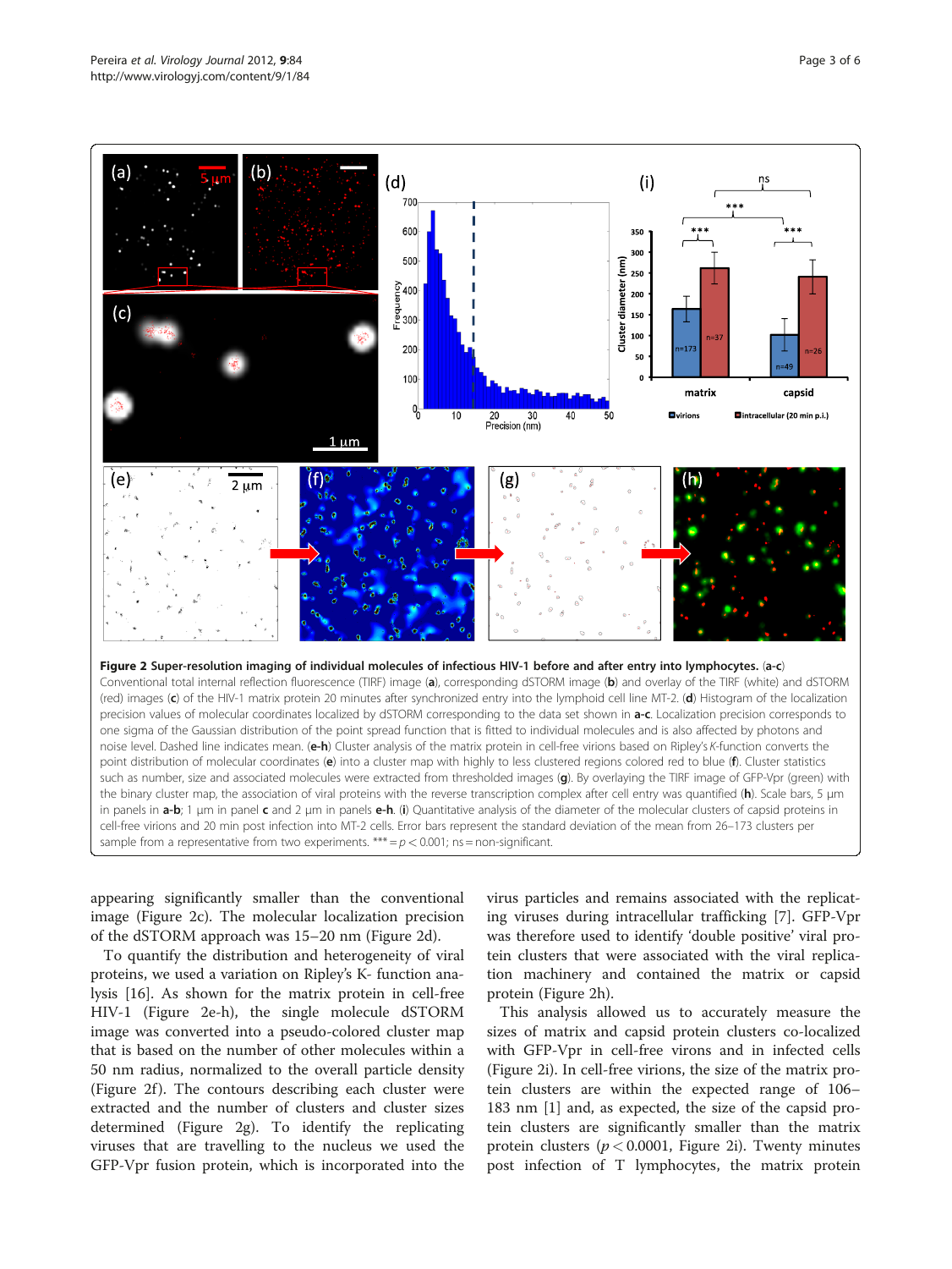**Figure 2 Super-resolution imaging of individual molecules of infectious HIV-1 before and after entry into lymphocytes.** (**a-c**) Conventional total internal reflection fluorescence (TIRF) image (**a**), corresponding dSTORM image (**b**) and overlay of the TIRF (white) and dSTORM (red) images (**c**) of the HIV-1 matrix protein 20 minutes after synchronized entry into the lymphoid cell line MT-2. (**d**) Histogram of the localization precision values of molecular coordinates localized by dSTORM corresponding to the data set shown in **a-c**. Localization precision corresponds to one sigma of the Gaussian distribution of the point spread function that is fitted to individual molecules and is also affected by photons and noise level. Dashed line indicates mean. (**e-h**) Cluster analysis of the matrix protein in cell-free virions based on Ripley's *K*-function converts the point distribution of molecular coordinates (**e**) into a cluster map with highly to less clustered regions colored red to blue (**f**). Cluster statistics such as number, size and associated molecules were extracted from thresholded images (**g**). By overlaying the TIRF image of GFP-Vpr (green) with the binary cluster map, the association of viral proteins with the reverse transcription complex after cell entry was quantified (**h**). Scale bars, 5 μm in panels in **a-b**; 1 μm in panel **c** and 2 μm in panels **e-h**. (**i**) Quantitative analysis of the diameter of the molecular clusters of capsid proteins in cell-free virions and 20 min post infection into MT-2 cells. Error bars represent the standard deviation of the mean from 26–173 clusters per sample from a representative from two experiments. *** = $p < 0.001$; ns = non-significant.

appearing significantly smaller than the conventional image (Figure 2c). The molecular localization precision of the dSTORM approach was 15–20 nm (Figure 2d).

To quantify the distribution and heterogeneity of viral proteins, we used a variation on Ripley's K- function analysis [16]. As shown for the matrix protein in cell-free HIV-1 (Figure 2e-h), the single molecule dSTORM image was converted into a pseudo-colored cluster map that is based on the number of other molecules within a 50 nm radius, normalized to the overall particle density (Figure 2f). The contours describing each cluster were extracted and the number of clusters and cluster sizes determined (Figure 2g). To identify the replicating viruses that are travelling to the nucleus we used the GFP-Vpr fusion protein, which is incorporated into the virus particles and remains associated with the replicating viruses during intracellular trafficking [7]. GFP-Vpr was therefore used to identify 'double positive' viral protein clusters that were associated with the viral replication machinery and contained the matrix or capsid protein (Figure 2h).

This analysis allowed us to accurately measure the sizes of matrix and capsid protein clusters co-localized with GFP-Vpr in cell-free virons and in infected cells (Figure 2i). In cell-free virions, the size of the matrix protein clusters are within the expected range of 106–183 nm [1] and, as expected, the size of the capsid protein clusters are significantly smaller than the matrix protein clusters ($p < 0.0001$, Figure 2i). Twenty minutes post infection of T lymphocytes, the matrix protein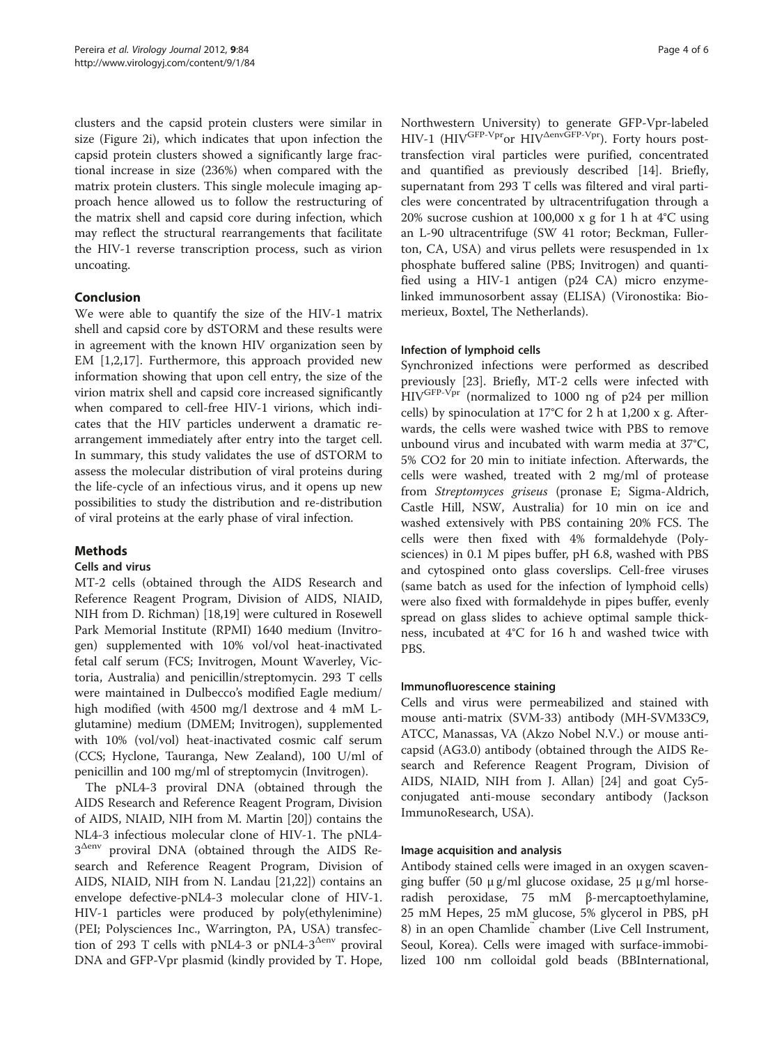clusters and the capsid protein clusters were similar in size (Figure 2i), which indicates that upon infection the capsid protein clusters showed a significantly large fractional increase in size (236%) when compared with the matrix protein clusters. This single molecule imaging approach hence allowed us to follow the restructuring of the matrix shell and capsid core during infection, which may reflect the structural rearrangements that facilitate the HIV-1 reverse transcription process, such as virion uncoating.

## Conclusion

We were able to quantify the size of the HIV-1 matrix shell and capsid core by dSTORM and these results were in agreement with the known HIV organization seen by EM [1,2,17]. Furthermore, this approach provided new information showing that upon cell entry, the size of the virion matrix shell and capsid core increased significantly when compared to cell-free HIV-1 virions, which indicates that the HIV particles underwent a dramatic rearrangement immediately after entry into the target cell. In summary, this study validates the use of dSTORM to assess the molecular distribution of viral proteins during the life-cycle of an infectious virus, and it opens up new possibilities to study the distribution and re-distribution of viral proteins at the early phase of viral infection.

## Methods

### Cells and virus

MT-2 cells (obtained through the AIDS Research and Reference Reagent Program, Division of AIDS, NIAID, NIH from D. Richman) [18,19] were cultured in Rosewell Park Memorial Institute (RPMI) 1640 medium (Invitrogen) supplemented with 10% vol/vol heat-inactivated fetal calf serum (FCS; Invitrogen, Mount Waverley, Victoria, Australia) and penicillin/streptomycin. 293 T cells were maintained in Dulbecco's modified Eagle medium/high modified (with 4500 mg/l dextrose and 4 mM L-glutamine) medium (DMEM; Invitrogen), supplemented with 10% (vol/vol) heat-inactivated cosmic calf serum (CCS; Hyclone, Tauranga, New Zealand), 100 U/ml of penicillin and 100 mg/ml of streptomycin (Invitrogen).

The pNL4-3 proviral DNA (obtained through the AIDS Research and Reference Reagent Program, Division of AIDS, NIAID, NIH from M. Martin [20]) contains the NL4-3 infectious molecular clone of HIV-1. The pNL4-$3^{\Delta env}$ proviral DNA (obtained through the AIDS Research and Reference Reagent Program, Division of AIDS, NIAID, NIH from N. Landau [21,22]) contains an envelope defective-pNL4-3 molecular clone of HIV-1. HIV-1 particles were produced by poly(ethylenimine) (PEI; Polysciences Inc., Warrington, PA, USA) transfection of 293 T cells with pNL4-3 or pNL4-$3^{\Delta env}$ proviral DNA and GFP-Vpr plasmid (kindly provided by T. Hope, Northwestern University) to generate GFP-Vpr-labeled HIV-1 ($HIV^{GFP\text{-}Vpr}$ or $HIV^{\Delta envGFP\text{-}Vpr}$). Forty hours post-transfection viral particles were purified, concentrated and quantified as previously described [14]. Briefly, supernatant from 293 T cells was filtered and viral particles were concentrated by ultracentrifugation through a 20% sucrose cushion at 100,000 x g for 1 h at 4°C using an L-90 ultracentrifuge (SW 41 rotor; Beckman, Fullerton, CA, USA) and virus pellets were resuspended in 1x phosphate buffered saline (PBS; Invitrogen) and quantified using a HIV-1 antigen (p24 CA) micro enzyme-linked immunosorbent assay (ELISA) (Vironostika: Biomerieux, Boxtel, The Netherlands).

### Infection of lymphoid cells

Synchronized infections were performed as described previously [23]. Briefly, MT-2 cells were infected with $HIV^{GFP\text{-}Vpr}$ (normalized to 1000 ng of p24 per million cells) by spinoculation at 17°C for 2 h at 1,200 x g. Afterwards, the cells were washed twice with PBS to remove unbound virus and incubated with warm media at 37°C, 5% CO2 for 20 min to initiate infection. Afterwards, the cells were washed, treated with 2 mg/ml of protease from *Streptomyces griseus* (pronase E; Sigma-Aldrich, Castle Hill, NSW, Australia) for 10 min on ice and washed extensively with PBS containing 20% FCS. The cells were then fixed with 4% formaldehyde (Polysciences) in 0.1 M pipes buffer, pH 6.8, washed with PBS and cytospined onto glass coverslips. Cell-free viruses (same batch as used for the infection of lymphoid cells) were also fixed with formaldehyde in pipes buffer, evenly spread on glass slides to achieve optimal sample thickness, incubated at 4°C for 16 h and washed twice with PBS.

### Immunofluorescence staining

Cells and virus were permeabilized and stained with mouse anti-matrix (SVM-33) antibody (MH-SVM33C9, ATCC, Manassas, VA (Akzo Nobel N.V.) or mouse anti-capsid (AG3.0) antibody (obtained through the AIDS Research and Reference Reagent Program, Division of AIDS, NIAID, NIH from J. Allan) [24] and goat Cy5-conjugated anti-mouse secondary antibody (Jackson ImmunoResearch, USA).

### Image acquisition and analysis

Antibody stained cells were imaged in an oxygen scavenging buffer (50 μg/ml glucose oxidase, 25 μg/ml horseradish peroxidase, 75 mM β-mercaptoethylamine, 25 mM Hepes, 25 mM glucose, 5% glycerol in PBS, pH 8) in an open Chamlide™ chamber (Live Cell Instrument, Seoul, Korea). Cells were imaged with surface-immobilized 100 nm colloidal gold beads (BBInternational,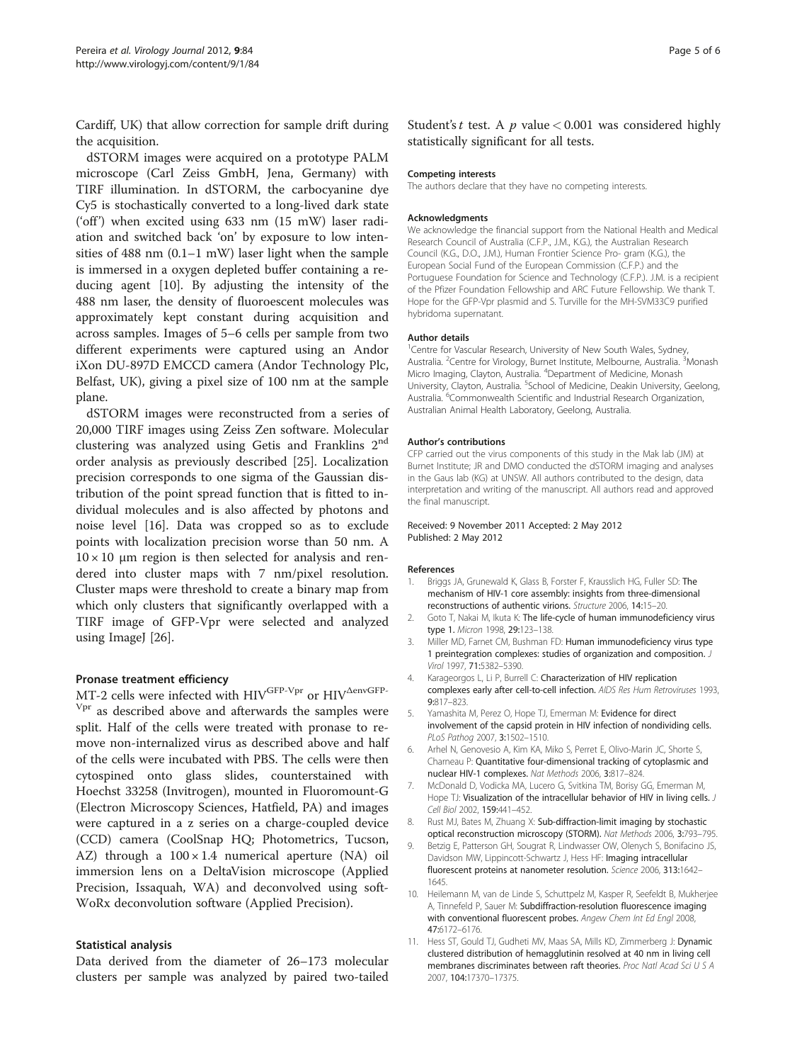Cardiff, UK) that allow correction for sample drift during the acquisition.

dSTORM images were acquired on a prototype PALM microscope (Carl Zeiss GmbH, Jena, Germany) with TIRF illumination. In dSTORM, the carbocyanine dye Cy5 is stochastically converted to a long-lived dark state ('off') when excited using 633 nm (15 mW) laser radiation and switched back 'on' by exposure to low intensities of 488 nm (0.1–1 mW) laser light when the sample is immersed in a oxygen depleted buffer containing a reducing agent [10]. By adjusting the intensity of the 488 nm laser, the density of fluoroescent molecules was approximately kept constant during acquisition and across samples. Images of 5–6 cells per sample from two different experiments were captured using an Andor iXon DU-897D EMCCD camera (Andor Technology Plc, Belfast, UK), giving a pixel size of 100 nm at the sample plane.

dSTORM images were reconstructed from a series of 20,000 TIRF images using Zeiss Zen software. Molecular clustering was analyzed using Getis and Franklins 2nd order analysis as previously described [25]. Localization precision corresponds to one sigma of the Gaussian distribution of the point spread function that is fitted to individual molecules and is also affected by photons and noise level [16]. Data was cropped so as to exclude points with localization precision worse than 50 nm. A $10 \times 10$ μm region is then selected for analysis and rendered into cluster maps with 7 nm/pixel resolution. Cluster maps were threshold to create a binary map from which only clusters that significantly overlapped with a TIRF image of GFP-Vpr were selected and analyzed using ImageJ [26].

### Pronase treatment efficiency

MT-2 cells were infected with $HIV^{GFP\text{-}Vpr}$ or $HIV^{\Delta envGFP\text{-}Vpr}$ as described above and afterwards the samples were split. Half of the cells were treated with pronase to remove non-internalized virus as described above and half of the cells were incubated with PBS. The cells were then cytospined onto glass slides, counterstained with Hoechst 33258 (Invitrogen), mounted in Fluoromount-G (Electron Microscopy Sciences, Hatfield, PA) and images were captured in a z series on a charge-coupled device (CCD) camera (CoolSnap HQ; Photometrics, Tucson, AZ) through a $100 \times 1.4$ numerical aperture (NA) oil immersion lens on a DeltaVision microscope (Applied Precision, Issaquah, WA) and deconvolved using softWoRx deconvolution software (Applied Precision).

### Statistical analysis

Data derived from the diameter of 26–173 molecular clusters per sample was analyzed by paired two-tailed Student's $t$ test. A $p$ value $< 0.001$ was considered highly statistically significant for all tests.

#### Competing interests

The authors declare that they have no competing interests.

#### Acknowledgments

We acknowledge the financial support from the National Health and Medical Research Council of Australia (C.F.P., J.M., K.G.), the Australian Research Council (K.G., D.O., J.M.), Human Frontier Science Pro- gram (K.G.), the European Social Fund of the European Commission (C.F.P.) and the Portuguese Foundation for Science and Technology (C.F.P.). J.M. is a recipient of the Pfizer Foundation Fellowship and ARC Future Fellowship. We thank T. Hope for the GFP-Vpr plasmid and S. Turville for the MH-SVM33C9 purified hybridoma supernatant.

#### Author details

[1]Centre for Vascular Research, University of New South Wales, Sydney, Australia. [2]Centre for Virology, Burnet Institute, Melbourne, Australia. [3]Monash Micro Imaging, Clayton, Australia. [4]Department of Medicine, Monash University, Clayton, Australia. [5]School of Medicine, Deakin University, Geelong, Australia. [6]Commonwealth Scientific and Industrial Research Organization, Australian Animal Health Laboratory, Geelong, Australia.

#### Author's contributions

CFP carried out the virus components of this study in the Mak lab (JM) at Burnet Institute; JR and DMO conducted the dSTORM imaging and analyses in the Gaus lab (KG) at UNSW. All authors contributed to the design, data interpretation and writing of the manuscript. All authors read and approved the final manuscript.

Received: 9 November 2011 Accepted: 2 May 2012
Published: 2 May 2012

#### References

1. Briggs JA, Grunewald K, Glass B, Forster F, Krausslich HG, Fuller SD: **The mechanism of HIV-1 core assembly: insights from three-dimensional reconstructions of authentic virions.** *Structure* 2006, **14:**15–20.
2. Goto T, Nakai M, Ikuta K: **The life-cycle of human immunodeficiency virus type 1.** *Micron* 1998, **29:**123–138.
3. Miller MD, Farnet CM, Bushman FD: **Human immunodeficiency virus type 1 preintegration complexes: studies of organization and composition.** *J Virol* 1997, **71:**5382–5390.
4. Karageorgos L, Li P, Burrell C: **Characterization of HIV replication complexes early after cell-to-cell infection.** *AIDS Res Hum Retroviruses* 1993, **9:**817–823.
5. Yamashita M, Perez O, Hope TJ, Emerman M: **Evidence for direct involvement of the capsid protein in HIV infection of nondividing cells.** *PLoS Pathog* 2007, **3:**1502–1510.
6. Arhel N, Genovesio A, Kim KA, Miko S, Perret E, Olivo-Marin JC, Shorte S, Charneau P: **Quantitative four-dimensional tracking of cytoplasmic and nuclear HIV-1 complexes.** *Nat Methods* 2006, **3:**817–824.
7. McDonald D, Vodicka MA, Lucero G, Svitkina TM, Borisy GG, Emerman M, Hope TJ: **Visualization of the intracellular behavior of HIV in living cells.** *J Cell Biol* 2002, **159:**441–452.
8. Rust MJ, Bates M, Zhuang X: **Sub-diffraction-limit imaging by stochastic optical reconstruction microscopy (STORM).** *Nat Methods* 2006, **3:**793–795.
9. Betzig E, Patterson GH, Sougrat R, Lindwasser OW, Olenych S, Bonifacino JS, Davidson MW, Lippincott-Schwartz J, Hess HF: **Imaging intracellular fluorescent proteins at nanometer resolution.** *Science* 2006, **313:**1642–1645.
10. Heilemann M, van de Linde S, Schuttpelz M, Kasper R, Seefeldt B, Mukherjee A, Tinnefeld P, Sauer M: **Subdiffraction-resolution fluorescence imaging with conventional fluorescent probes.** *Angew Chem Int Ed Engl* 2008, **47:**6172–6176.
11. Hess ST, Gould TJ, Gudheti MV, Maas SA, Mills KD, Zimmerberg J: **Dynamic clustered distribution of hemagglutinin resolved at 40 nm in living cell membranes discriminates between raft theories.** *Proc Natl Acad Sci U S A* 2007, **104:**17370–17375.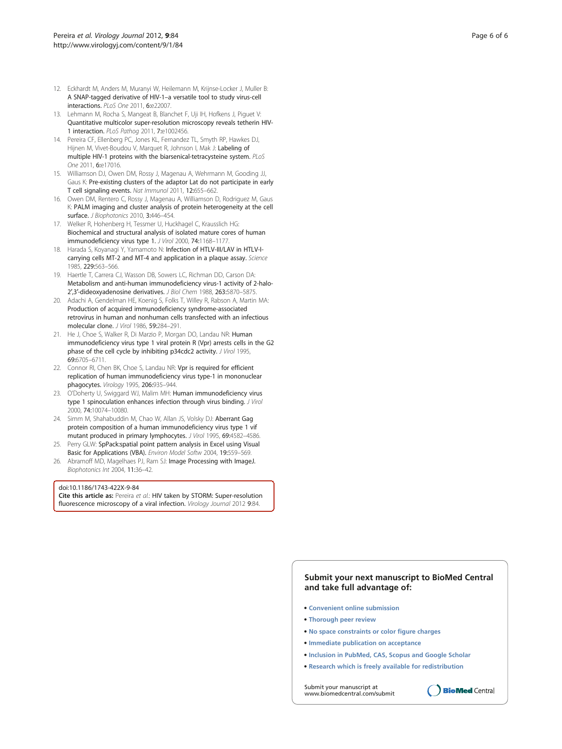12. Eckhardt M, Anders M, Muranyi W, Heilemann M, Krijnse-Locker J, Muller B: A SNAP-tagged derivative of HIV-1–a versatile tool to study virus-cell interactions. *PLoS One* 2011, **6**:e22007.
13. Lehmann M, Rocha S, Mangeat B, Blanchet F, Uji IH, Hofkens J, Piguet V: Quantitative multicolor super-resolution microscopy reveals tetherin HIV-1 interaction. *PLoS Pathog* 2011, **7**:e1002456.
14. Pereira CF, Ellenberg PC, Jones KL, Fernandez TL, Smyth RP, Hawkes DJ, Hijnen M, Vivet-Boudou V, Marquet R, Johnson I, Mak J: Labeling of multiple HIV-1 proteins with the biarsenical-tetracysteine system. *PLoS One* 2011, **6**:e17016.
15. Williamson DJ, Owen DM, Rossy J, Magenau A, Wehrmann M, Gooding JJ, Gaus K: Pre-existing clusters of the adaptor Lat do not participate in early T cell signaling events. *Nat Immunol* 2011, **12**:655–662.
16. Owen DM, Rentero C, Rossy J, Magenau A, Williamson D, Rodriguez M, Gaus K: PALM imaging and cluster analysis of protein heterogeneity at the cell surface. *J Biophotonics* 2010, **3**:446–454.
17. Welker R, Hohenberg H, Tessmer U, Huckhagel C, Krausslich HG: Biochemical and structural analysis of isolated mature cores of human immunodeficiency virus type 1. *J Virol* 2000, **74**:1168–1177.
18. Harada S, Koyanagi Y, Yamamoto N: Infection of HTLV-III/LAV in HTLV-I-carrying cells MT-2 and MT-4 and application in a plaque assay. *Science* 1985, **229**:563–566.
19. Haertle T, Carrera CJ, Wasson DB, Sowers LC, Richman DD, Carson DA: Metabolism and anti-human immunodeficiency virus-1 activity of 2-halo-2′,3′-dideoxyadenosine derivatives. *J Biol Chem* 1988, **263**:5870–5875.
20. Adachi A, Gendelman HE, Koenig S, Folks T, Willey R, Rabson A, Martin MA: Production of acquired immunodeficiency syndrome-associated retrovirus in human and nonhuman cells transfected with an infectious molecular clone. *J Virol* 1986, **59**:284–291.
21. He J, Choe S, Walker R, Di Marzio P, Morgan DO, Landau NR: Human immunodeficiency virus type 1 viral protein R (Vpr) arrests cells in the G2 phase of the cell cycle by inhibiting p34cdc2 activity. *J Virol* 1995, **69**:6705–6711.
22. Connor RI, Chen BK, Choe S, Landau NR: Vpr is required for efficient replication of human immunodeficiency virus type-1 in mononuclear phagocytes. *Virology* 1995, **206**:935–944.
23. O'Doherty U, Swiggard WJ, Malim MH: Human immunodeficiency virus type 1 spinoculation enhances infection through virus binding. *J Virol* 2000, **74**:10074–10080.
24. Simm M, Shahabuddin M, Chao W, Allan JS, Volsky DJ: Aberrant Gag protein composition of a human immunodeficiency virus type 1 vif mutant produced in primary lymphocytes. *J Virol* 1995, **69**:4582–4586.
25. Perry GLW: SpPack:spatial point pattern analysis in Excel using Visual Basic for Applications (VBA). *Environ Model Softw* 2004, **19**:559–569.
26. Abramoff MD, Magelhaes PJ, Ram SJ: Image Processing with ImageJ. *Biophotonics Int* 2004, **11**:36–42.

doi:10.1186/1743-422X-9-84
**Cite this article as:** Pereira *et al.*: HIV taken by STORM: Super-resolution fluorescence microscopy of a viral infection. *Virology Journal* 2012 **9**:84.

**Submit your next manuscript to BioMed Central and take full advantage of:**

- Convenient online submission
- Thorough peer review
- No space constraints or color figure charges
- Immediate publication on acceptance
- Inclusion in PubMed, CAS, Scopus and Google Scholar
- Research which is freely available for redistribution

Submit your manuscript at
www.biomedcentral.com/submit

BioMed Central